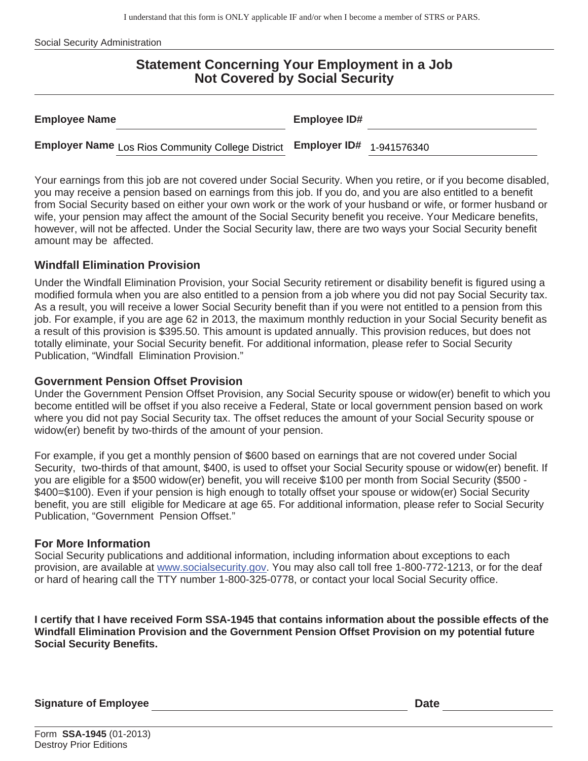I understand that this form is ONLY applicable IF and/or when I become a member of STRS or PARS.

Social Security Administration

# Statement Concerning Your Employment in a Job Not Covered by Social Security

**Employee Name** ______________________ **Employee ID#** ______________________

**Employer Name** Los Rios Community College District **Employer ID#** 1-941576340

Your earnings from this job are not covered under Social Security. When you retire, or if you become disabled, you may receive a pension based on earnings from this job. If you do, and you are also entitled to a benefit from Social Security based on either your own work or the work of your husband or wife, or former husband or wife, your pension may affect the amount of the Social Security benefit you receive. Your Medicare benefits, however, will not be affected. Under the Social Security law, there are two ways your Social Security benefit amount may be affected.

## Windfall Elimination Provision

Under the Windfall Elimination Provision, your Social Security retirement or disability benefit is figured using a modified formula when you are also entitled to a pension from a job where you did not pay Social Security tax. As a result, you will receive a lower Social Security benefit than if you were not entitled to a pension from this job. For example, if you are age 62 in 2013, the maximum monthly reduction in your Social Security benefit as a result of this provision is $395.50. This amount is updated annually. This provision reduces, but does not totally eliminate, your Social Security benefit. For additional information, please refer to Social Security Publication, "Windfall Elimination Provision."

## Government Pension Offset Provision

Under the Government Pension Offset Provision, any Social Security spouse or widow(er) benefit to which you become entitled will be offset if you also receive a Federal, State or local government pension based on work where you did not pay Social Security tax. The offset reduces the amount of your Social Security spouse or widow(er) benefit by two-thirds of the amount of your pension.

For example, if you get a monthly pension of $600 based on earnings that are not covered under Social Security, two-thirds of that amount, $400, is used to offset your Social Security spouse or widow(er) benefit. If you are eligible for a $500 widow(er) benefit, you will receive $100 per month from Social Security ($500 - $400=$100). Even if your pension is high enough to totally offset your spouse or widow(er) Social Security benefit, you are still eligible for Medicare at age 65. For additional information, please refer to Social Security Publication, "Government Pension Offset."

## For More Information

Social Security publications and additional information, including information about exceptions to each provision, are available at www.socialsecurity.gov. You may also call toll free 1-800-772-1213, or for the deaf or hard of hearing call the TTY number 1-800-325-0778, or contact your local Social Security office.

**I certify that I have received Form SSA-1945 that contains information about the possible effects of the Windfall Elimination Provision and the Government Pension Offset Provision on my potential future Social Security Benefits.**

**Signature of Employee** ______________________ **Date** ______________

Form **SSA-1945** (01-2013)
Destroy Prior Editions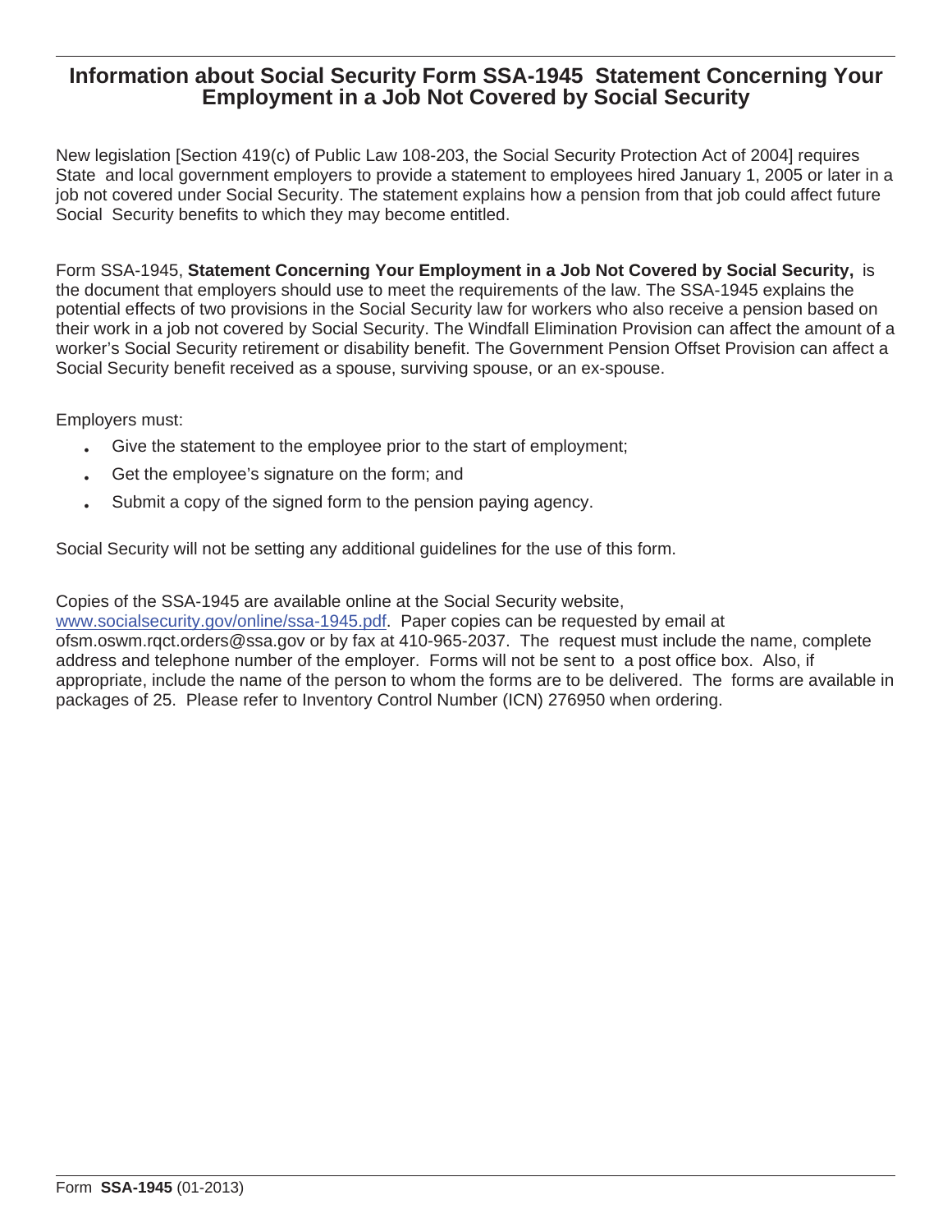# Information about Social Security Form SSA-1945 Statement Concerning Your Employment in a Job Not Covered by Social Security

New legislation [Section 419(c) of Public Law 108-203, the Social Security Protection Act of 2004] requires State and local government employers to provide a statement to employees hired January 1, 2005 or later in a job not covered under Social Security. The statement explains how a pension from that job could affect future Social Security benefits to which they may become entitled.

Form SSA-1945, **Statement Concerning Your Employment in a Job Not Covered by Social Security,** is the document that employers should use to meet the requirements of the law. The SSA-1945 explains the potential effects of two provisions in the Social Security law for workers who also receive a pension based on their work in a job not covered by Social Security. The Windfall Elimination Provision can affect the amount of a worker's Social Security retirement or disability benefit. The Government Pension Offset Provision can affect a Social Security benefit received as a spouse, surviving spouse, or an ex-spouse.

Employers must:

- Give the statement to the employee prior to the start of employment;
- Get the employee's signature on the form; and
- Submit a copy of the signed form to the pension paying agency.

Social Security will not be setting any additional guidelines for the use of this form.

Copies of the SSA-1945 are available online at the Social Security website, www.socialsecurity.gov/online/ssa-1945.pdf. Paper copies can be requested by email at ofsm.oswm.rqct.orders@ssa.gov or by fax at 410-965-2037. The request must include the name, complete address and telephone number of the employer. Forms will not be sent to a post office box. Also, if appropriate, include the name of the person to whom the forms are to be delivered. The forms are available in packages of 25. Please refer to Inventory Control Number (ICN) 276950 when ordering.

Form **SSA-1945** (01-2013)